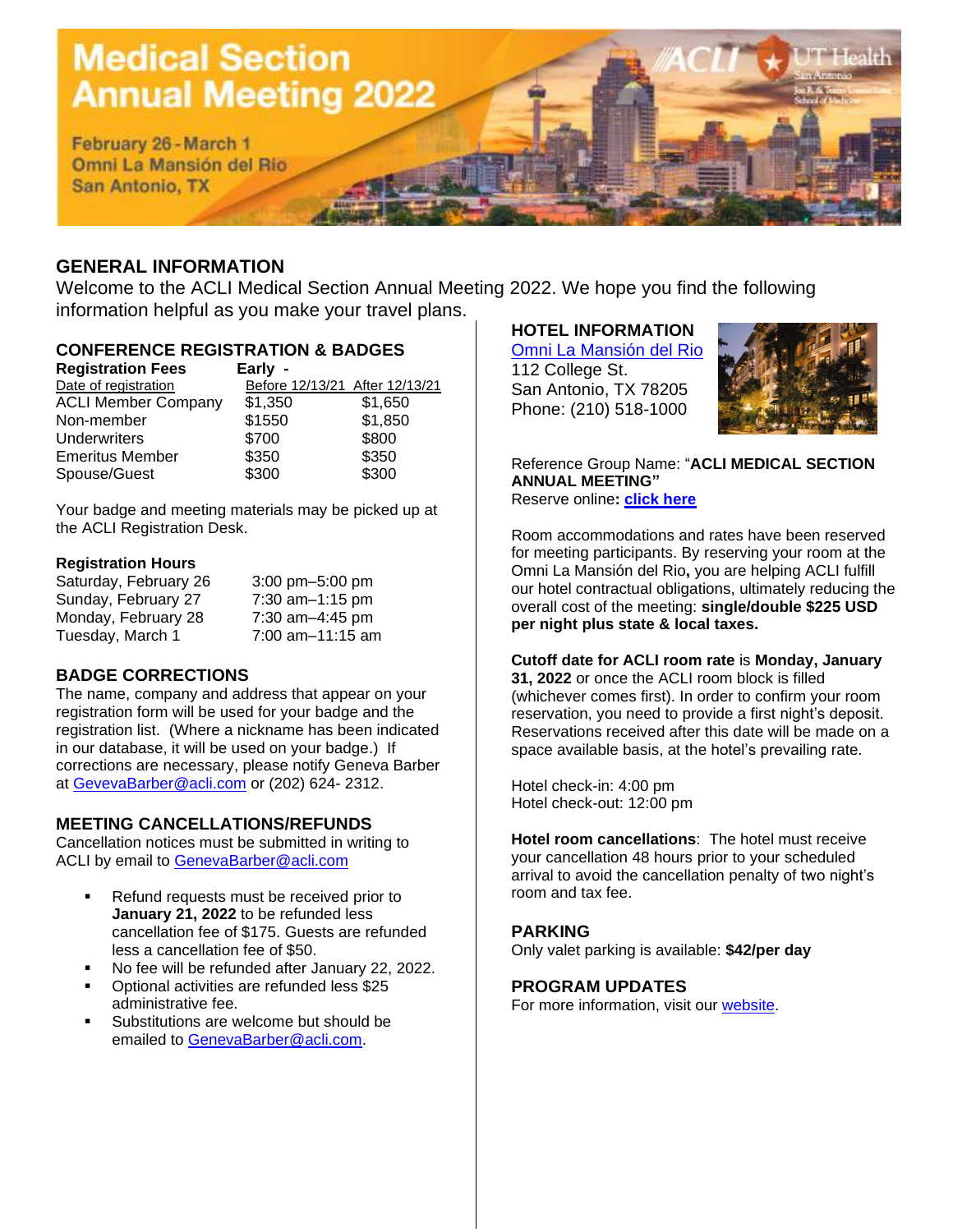# Medical Section Annual Meeting 2022

February 26 - March 1
Omni La Mansión del Rio
San Antonio, TX

## GENERAL INFORMATION

Welcome to the ACLI Medical Section Annual Meeting 2022. We hope you find the following information helpful as you make your travel plans.

### CONFERENCE REGISTRATION & BADGES

| Registration Fees | Early - | |
|---|---|---|
| Date of registration | Before 12/13/21 | After 12/13/21 |
| ACLI Member Company | $1,350 | $1,650 |
| Non-member | $1550 | $1,850 |
| Underwriters | $700 | $800 |
| Emeritus Member | $350 | $350 |
| Spouse/Guest | $300 | $300 |

Your badge and meeting materials may be picked up at the ACLI Registration Desk.

**Registration Hours**

| | |
|---|---|
| Saturday, February 26 | 3:00 pm–5:00 pm |
| Sunday, February 27 | 7:30 am–1:15 pm |
| Monday, February 28 | 7:30 am–4:45 pm |
| Tuesday, March 1 | 7:00 am–11:15 am |

### BADGE CORRECTIONS

The name, company and address that appear on your registration form will be used for your badge and the registration list. (Where a nickname has been indicated in our database, it will be used on your badge.) If corrections are necessary, please notify Geneva Barber at GevevaBarber@acli.com or (202) 624- 2312.

### MEETING CANCELLATIONS/REFUNDS

Cancellation notices must be submitted in writing to ACLI by email to GenevaBarber@acli.com

- Refund requests must be received prior to **January 21, 2022** to be refunded less cancellation fee of $175. Guests are refunded less a cancellation fee of $50.
- No fee will be refunded after January 22, 2022.
- Optional activities are refunded less $25 administrative fee.
- Substitutions are welcome but should be emailed to GenevaBarber@acli.com.

### HOTEL INFORMATION

Omni La Mansión del Rio
112 College St.
San Antonio, TX 78205
Phone: (210) 518-1000

Reference Group Name: "**ACLI MEDICAL SECTION ANNUAL MEETING"**
Reserve online**: click here**

Room accommodations and rates have been reserved for meeting participants. By reserving your room at the Omni La Mansión del Rio**,** you are helping ACLI fulfill our hotel contractual obligations, ultimately reducing the overall cost of the meeting: **single/double $225 USD per night plus state & local taxes.**

**Cutoff date for ACLI room rate** is **Monday, January 31, 2022** or once the ACLI room block is filled (whichever comes first). In order to confirm your room reservation, you need to provide a first night's deposit. Reservations received after this date will be made on a space available basis, at the hotel's prevailing rate.

Hotel check-in: 4:00 pm
Hotel check-out: 12:00 pm

**Hotel room cancellations**: The hotel must receive your cancellation 48 hours prior to your scheduled arrival to avoid the cancellation penalty of two night's room and tax fee.

### PARKING

Only valet parking is available: **$42/per day**

### PROGRAM UPDATES

For more information, visit our website.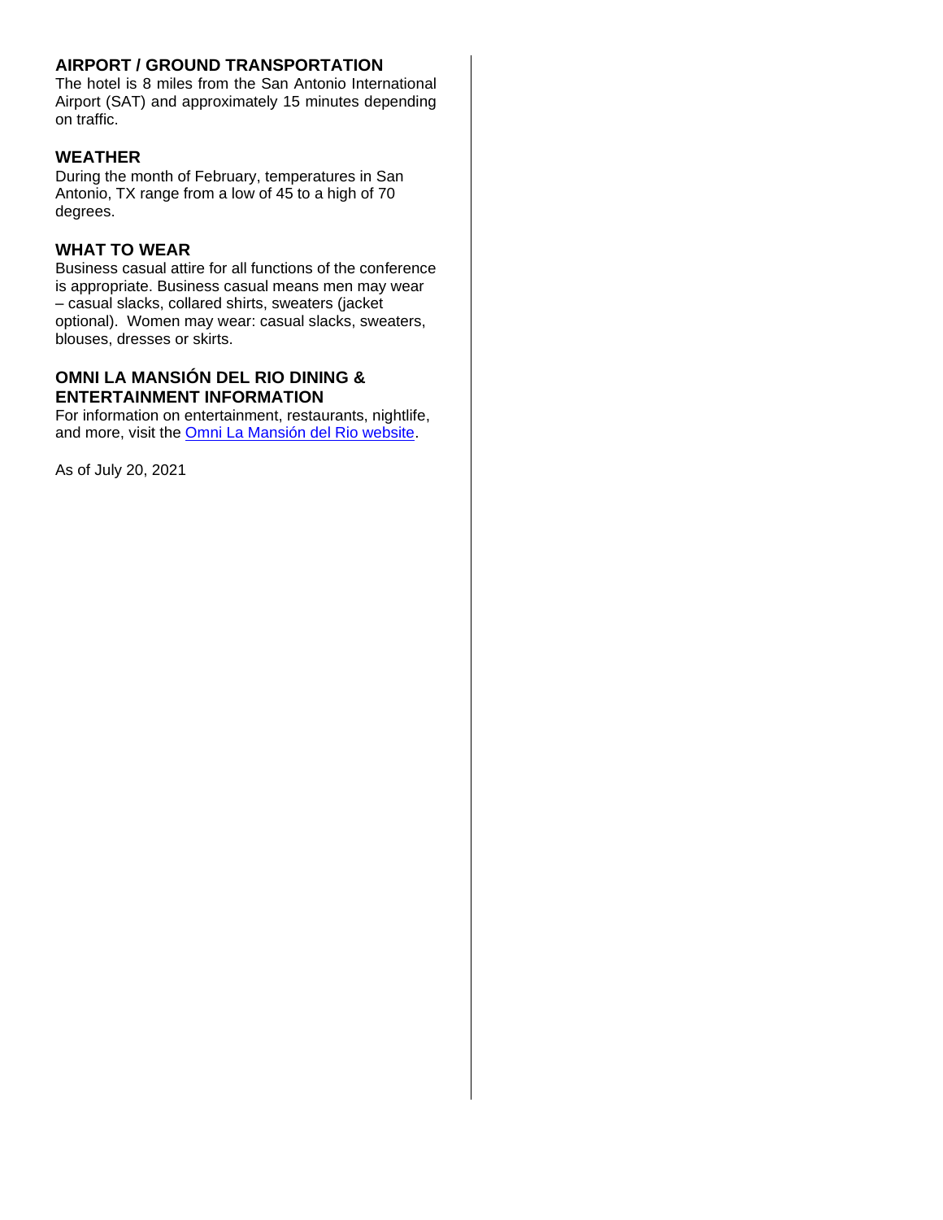## AIRPORT / GROUND TRANSPORTATION

The hotel is 8 miles from the San Antonio International Airport (SAT) and approximately 15 minutes depending on traffic.

## WEATHER

During the month of February, temperatures in San Antonio, TX range from a low of 45 to a high of 70 degrees.

## WHAT TO WEAR

Business casual attire for all functions of the conference is appropriate. Business casual means men may wear – casual slacks, collared shirts, sweaters (jacket optional). Women may wear: casual slacks, sweaters, blouses, dresses or skirts.

## OMNI LA MANSIÓN DEL RIO DINING & ENTERTAINMENT INFORMATION

For information on entertainment, restaurants, nightlife, and more, visit the Omni La Mansión del Rio website.

As of July 20, 2021